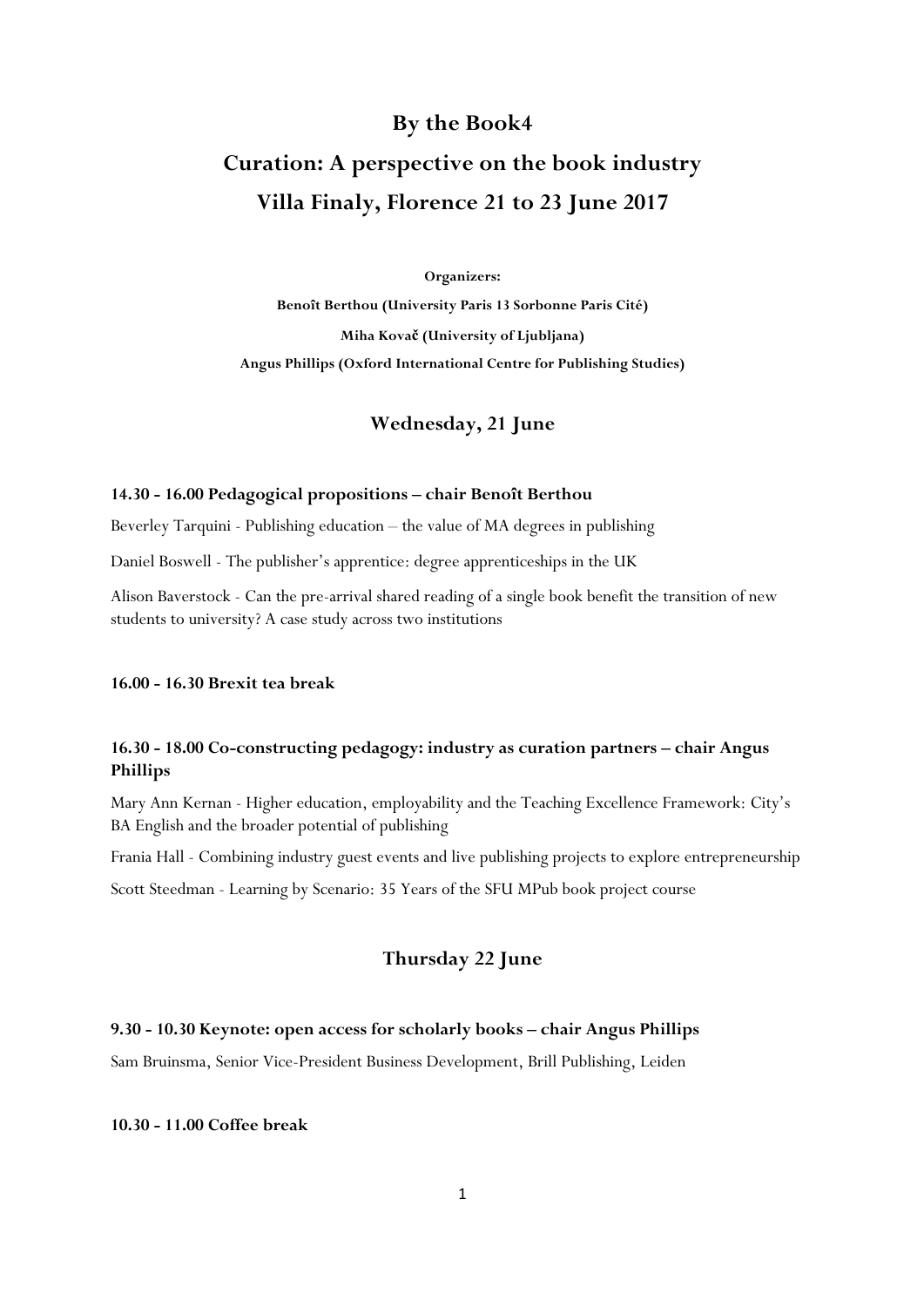# By the Book4

# Curation: A perspective on the book industry

# Villa Finaly, Florence 21 to 23 June 2017

**Organizers:**

**Benoît Berthou (University Paris 13 Sorbonne Paris Cité)**

**Miha Kovač (University of Ljubljana)**

**Angus Phillips (Oxford International Centre for Publishing Studies)**

## Wednesday, 21 June

**14.30 - 16.00 Pedagogical propositions – chair Benoît Berthou**

Beverley Tarquini - Publishing education – the value of MA degrees in publishing

Daniel Boswell - The publisher's apprentice: degree apprenticeships in the UK

Alison Baverstock - Can the pre-arrival shared reading of a single book benefit the transition of new students to university? A case study across two institutions

**16.00 - 16.30 Brexit tea break**

**16.30 - 18.00 Co-constructing pedagogy: industry as curation partners – chair Angus Phillips**

Mary Ann Kernan - Higher education, employability and the Teaching Excellence Framework: City's BA English and the broader potential of publishing

Frania Hall - Combining industry guest events and live publishing projects to explore entrepreneurship

Scott Steedman - Learning by Scenario: 35 Years of the SFU MPub book project course

## Thursday 22 June

**9.30 - 10.30 Keynote: open access for scholarly books – chair Angus Phillips**

Sam Bruinsma, Senior Vice-President Business Development, Brill Publishing, Leiden

**10.30 - 11.00 Coffee break**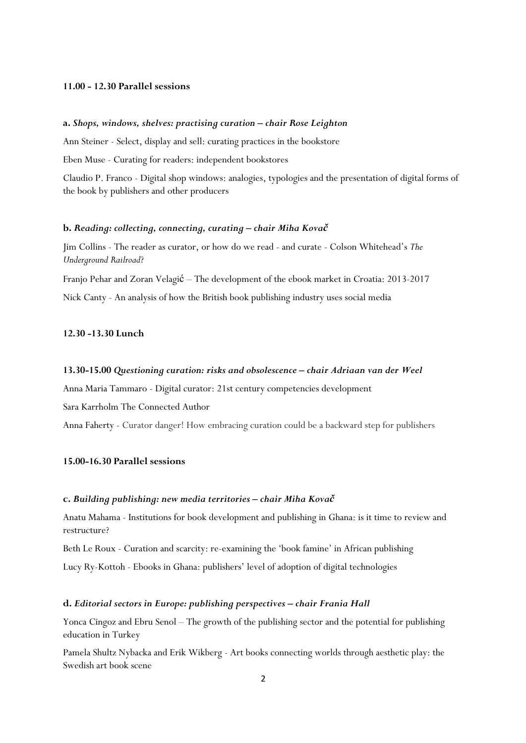**11.00 - 12.30 Parallel sessions**

**a.** ***Shops, windows, shelves: practising curation – chair Rose Leighton***

Ann Steiner - Select, display and sell: curating practices in the bookstore

Eben Muse - Curating for readers: independent bookstores

Claudio P. Franco - Digital shop windows: analogies, typologies and the presentation of digital forms of the book by publishers and other producers

**b.** ***Reading: collecting, connecting, curating – chair Miha Kovač***

Jim Collins - The reader as curator, or how do we read - and curate - Colson Whitehead's *The Underground Railroad*?

Franjo Pehar and Zoran Velagić – The development of the ebook market in Croatia: 2013-2017

Nick Canty - An analysis of how the British book publishing industry uses social media

**12.30 -13.30 Lunch**

**13.30-15.00** ***Questioning curation: risks and obsolescence – chair Adriaan van der Weel***

Anna Maria Tammaro - Digital curator: 21st century competencies development

Sara Karrholm The Connected Author

Anna Faherty - Curator danger! How embracing curation could be a backward step for publishers

**15.00-16.30 Parallel sessions**

**c.** ***Building publishing: new media territories – chair Miha Kovač***

Anatu Mahama - Institutions for book development and publishing in Ghana: is it time to review and restructure?

Beth Le Roux - Curation and scarcity: re-examining the 'book famine' in African publishing

Lucy Ry-Kottoh - Ebooks in Ghana: publishers' level of adoption of digital technologies

**d.** ***Editorial sectors in Europe: publishing perspectives – chair Frania Hall***

Yonca Cingoz and Ebru Senol – The growth of the publishing sector and the potential for publishing education in Turkey

Pamela Shultz Nybacka and Erik Wikberg - Art books connecting worlds through aesthetic play: the Swedish art book scene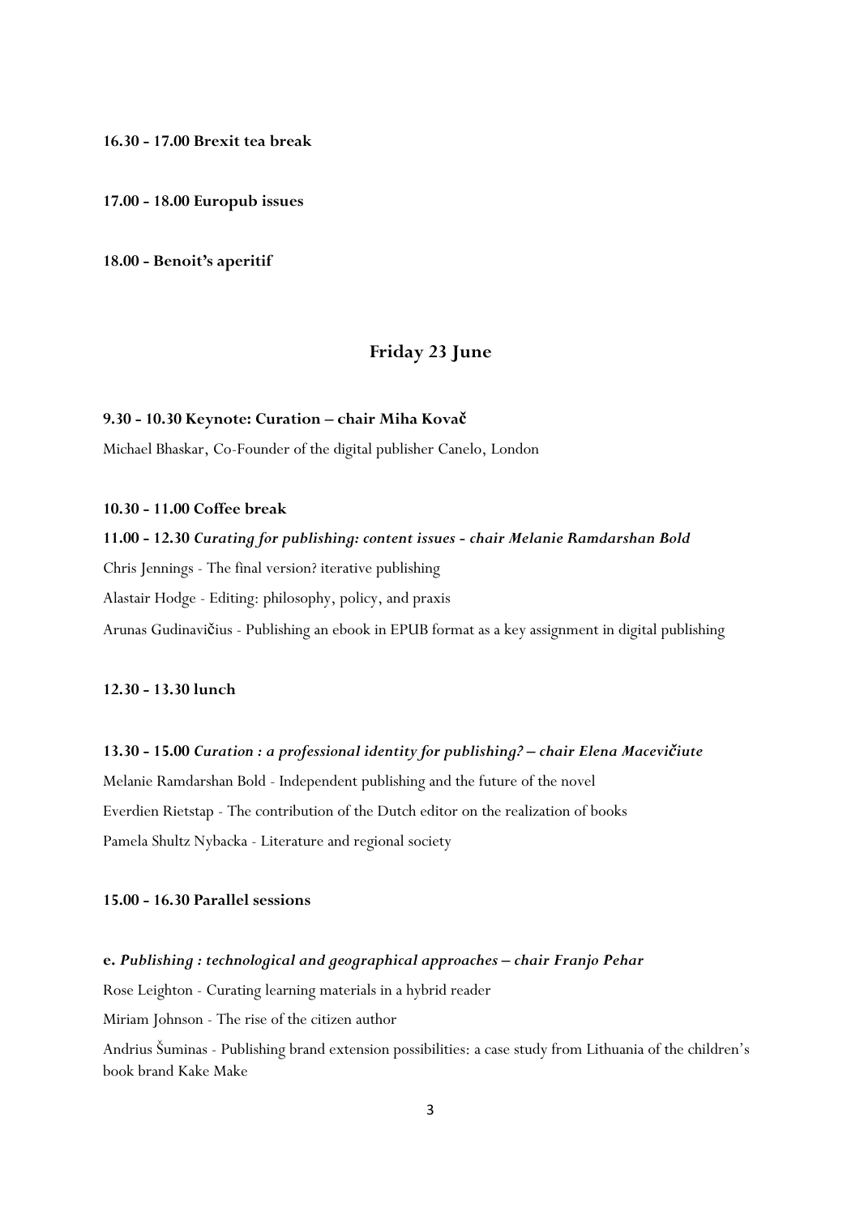**16.30 - 17.00 Brexit tea break**

**17.00 - 18.00 Europub issues**

**18.00 - Benoit's aperitif**

## Friday 23 June

**9.30 - 10.30 Keynote: Curation – chair Miha Kovač**

Michael Bhaskar, Co-Founder of the digital publisher Canelo, London

**10.30 - 11.00 Coffee break**

**11.00 - 12.30** ***Curating for publishing: content issues - chair Melanie Ramdarshan Bold***

Chris Jennings - The final version? iterative publishing

Alastair Hodge - Editing: philosophy, policy, and praxis

Arunas Gudinavičius - Publishing an ebook in EPUB format as a key assignment in digital publishing

**12.30 - 13.30 lunch**

**13.30 - 15.00** ***Curation : a professional identity for publishing? – chair Elena Macevičiute***

Melanie Ramdarshan Bold - Independent publishing and the future of the novel

Everdien Rietstap - The contribution of the Dutch editor on the realization of books

Pamela Shultz Nybacka - Literature and regional society

**15.00 - 16.30 Parallel sessions**

**e.** ***Publishing : technological and geographical approaches – chair Franjo Pehar***

Rose Leighton - Curating learning materials in a hybrid reader

Miriam Johnson - The rise of the citizen author

Andrius Šuminas - Publishing brand extension possibilities: a case study from Lithuania of the children's book brand Kake Make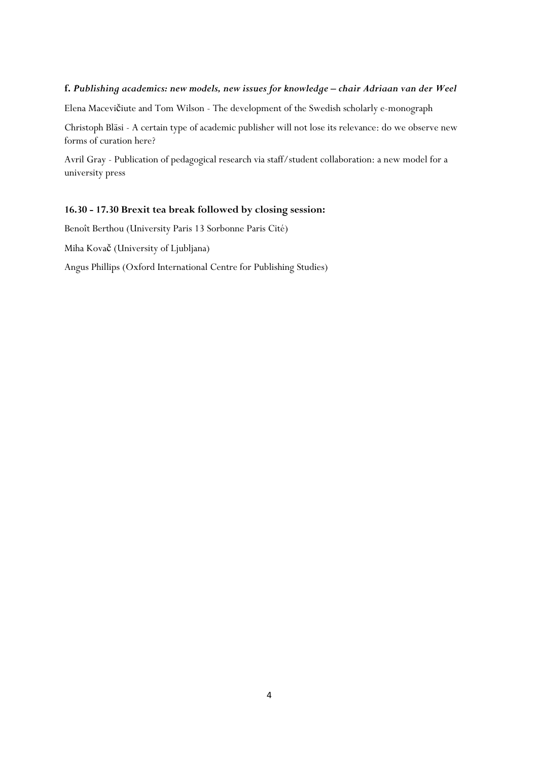**f. *Publishing academics: new models, new issues for knowledge – chair Adriaan van der Weel***

Elena Macevičiute and Tom Wilson - The development of the Swedish scholarly e-monograph

Christoph Bläsi - A certain type of academic publisher will not lose its relevance: do we observe new forms of curation here?

Avril Gray - Publication of pedagogical research via staff/student collaboration: a new model for a university press

**16.30 - 17.30 Brexit tea break followed by closing session:**

Benoît Berthou (University Paris 13 Sorbonne Paris Cité)

Miha Kovač (University of Ljubljana)

Angus Phillips (Oxford International Centre for Publishing Studies)